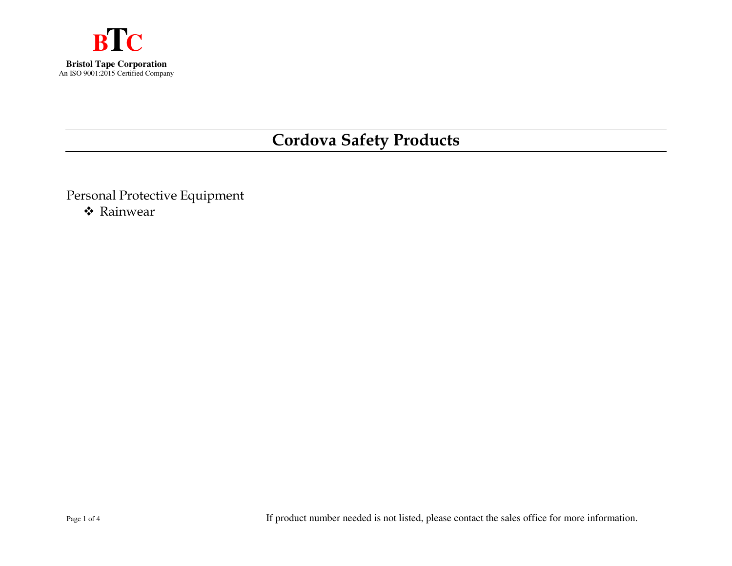**BTC**

**Bristol Tape Corporation**
An ISO 9001:2015 Certified Company

# Cordova Safety Products

Personal Protective Equipment

- Rainwear

If product number needed is not listed, please contact the sales office for more information.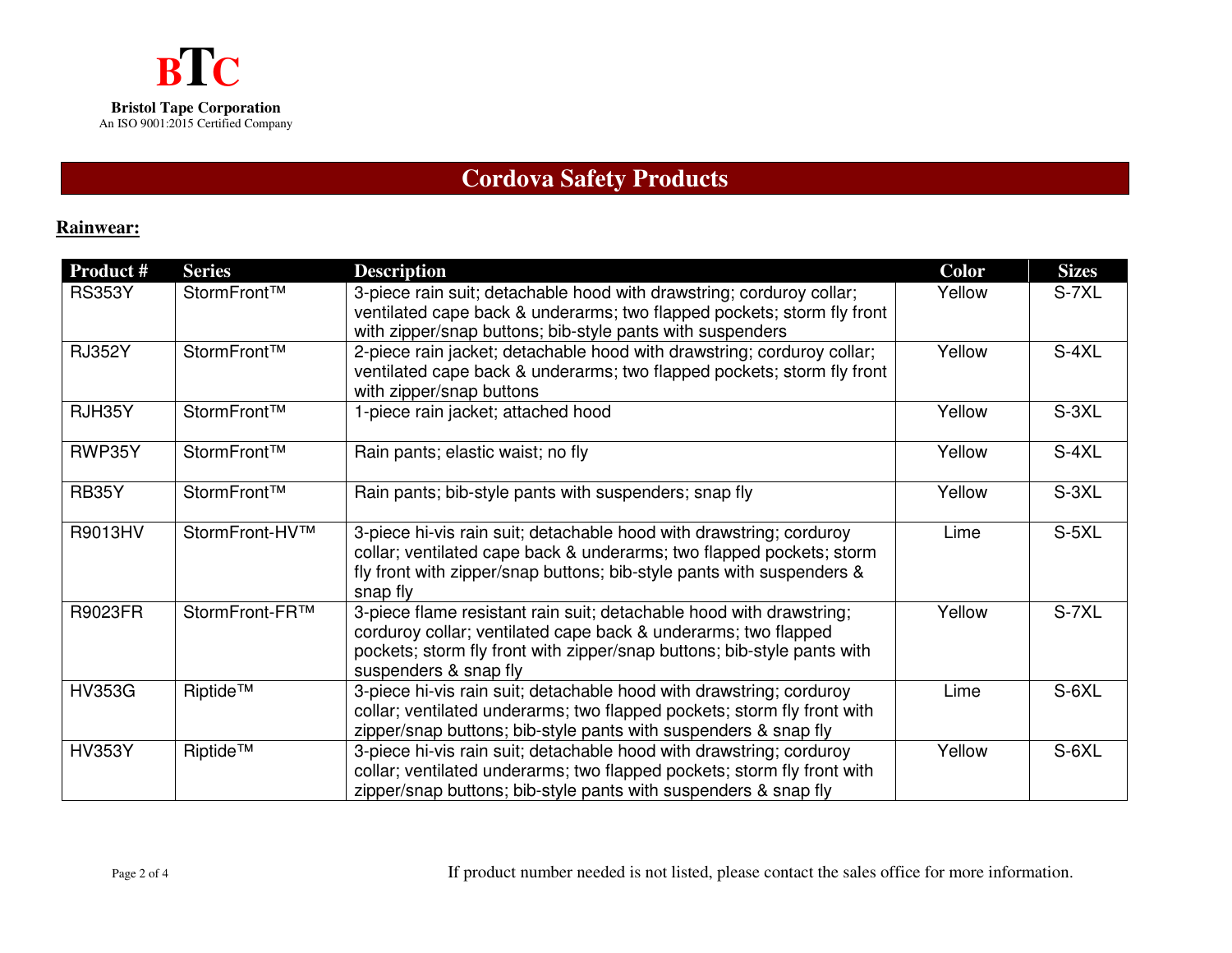**BTC**

**Bristol Tape Corporation**
An ISO 9001:2015 Certified Company

# Cordova Safety Products

## Rainwear:

| Product # | Series | Description | Color | Sizes |
|---|---|---|---|---|
| RS353Y | StormFront™ | 3-piece rain suit; detachable hood with drawstring; corduroy collar; ventilated cape back & underarms; two flapped pockets; storm fly front with zipper/snap buttons; bib-style pants with suspenders | Yellow | S-7XL |
| RJ352Y | StormFront™ | 2-piece rain jacket; detachable hood with drawstring; corduroy collar; ventilated cape back & underarms; two flapped pockets; storm fly front with zipper/snap buttons | Yellow | S-4XL |
| RJH35Y | StormFront™ | 1-piece rain jacket; attached hood | Yellow | S-3XL |
| RWP35Y | StormFront™ | Rain pants; elastic waist; no fly | Yellow | S-4XL |
| RB35Y | StormFront™ | Rain pants; bib-style pants with suspenders; snap fly | Yellow | S-3XL |
| R9013HV | StormFront-HV™ | 3-piece hi-vis rain suit; detachable hood with drawstring; corduroy collar; ventilated cape back & underarms; two flapped pockets; storm fly front with zipper/snap buttons; bib-style pants with suspenders & snap fly | Lime | S-5XL |
| R9023FR | StormFront-FR™ | 3-piece flame resistant rain suit; detachable hood with drawstring; corduroy collar; ventilated cape back & underarms; two flapped pockets; storm fly front with zipper/snap buttons; bib-style pants with suspenders & snap fly | Yellow | S-7XL |
| HV353G | Riptide™ | 3-piece hi-vis rain suit; detachable hood with drawstring; corduroy collar; ventilated underarms; two flapped pockets; storm fly front with zipper/snap buttons; bib-style pants with suspenders & snap fly | Lime | S-6XL |
| HV353Y | Riptide™ | 3-piece hi-vis rain suit; detachable hood with drawstring; corduroy collar; ventilated underarms; two flapped pockets; storm fly front with zipper/snap buttons; bib-style pants with suspenders & snap fly | Yellow | S-6XL |

If product number needed is not listed, please contact the sales office for more information.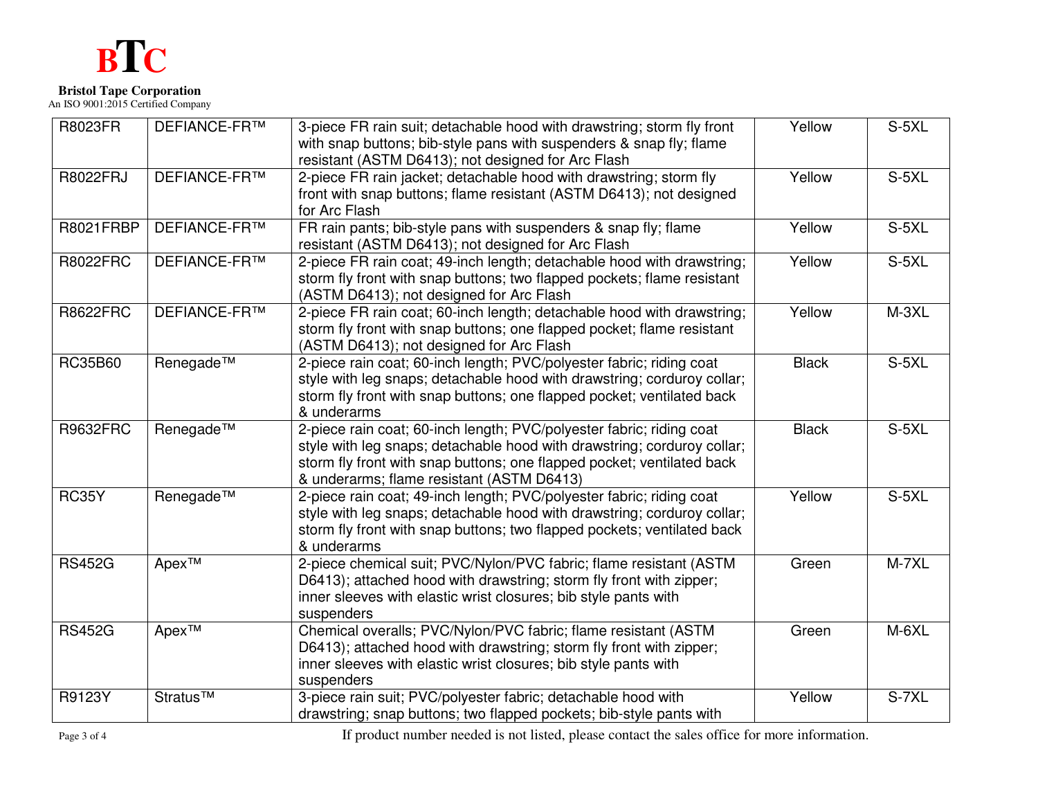**BTC**

**Bristol Tape Corporation**
An ISO 9001:2015 Certified Company

| | | | | |
|---|---|---|---|---|
| R8023FR | DEFIANCE-FR™ | 3-piece FR rain suit; detachable hood with drawstring; storm fly front with snap buttons; bib-style pans with suspenders & snap fly; flame resistant (ASTM D6413); not designed for Arc Flash | Yellow | S-5XL |
| R8022FRJ | DEFIANCE-FR™ | 2-piece FR rain jacket; detachable hood with drawstring; storm fly front with snap buttons; flame resistant (ASTM D6413); not designed for Arc Flash | Yellow | S-5XL |
| R8021FRBP | DEFIANCE-FR™ | FR rain pants; bib-style pans with suspenders & snap fly; flame resistant (ASTM D6413); not designed for Arc Flash | Yellow | S-5XL |
| R8022FRC | DEFIANCE-FR™ | 2-piece FR rain coat; 49-inch length; detachable hood with drawstring; storm fly front with snap buttons; two flapped pockets; flame resistant (ASTM D6413); not designed for Arc Flash | Yellow | S-5XL |
| R8622FRC | DEFIANCE-FR™ | 2-piece FR rain coat; 60-inch length; detachable hood with drawstring; storm fly front with snap buttons; one flapped pocket; flame resistant (ASTM D6413); not designed for Arc Flash | Yellow | M-3XL |
| RC35B60 | Renegade™ | 2-piece rain coat; 60-inch length; PVC/polyester fabric; riding coat style with leg snaps; detachable hood with drawstring; corduroy collar; storm fly front with snap buttons; one flapped pocket; ventilated back & underarms | Black | S-5XL |
| R9632FRC | Renegade™ | 2-piece rain coat; 60-inch length; PVC/polyester fabric; riding coat style with leg snaps; detachable hood with drawstring; corduroy collar; storm fly front with snap buttons; one flapped pocket; ventilated back & underarms; flame resistant (ASTM D6413) | Black | S-5XL |
| RC35Y | Renegade™ | 2-piece rain coat; 49-inch length; PVC/polyester fabric; riding coat style with leg snaps; detachable hood with drawstring; corduroy collar; storm fly front with snap buttons; two flapped pockets; ventilated back & underarms | Yellow | S-5XL |
| RS452G | Apex™ | 2-piece chemical suit; PVC/Nylon/PVC fabric; flame resistant (ASTM D6413); attached hood with drawstring; storm fly front with zipper; inner sleeves with elastic wrist closures; bib style pants with suspenders | Green | M-7XL |
| RS452G | Apex™ | Chemical overalls; PVC/Nylon/PVC fabric; flame resistant (ASTM D6413); attached hood with drawstring; storm fly front with zipper; inner sleeves with elastic wrist closures; bib style pants with suspenders | Green | M-6XL |
| R9123Y | Stratus™ | 3-piece rain suit; PVC/polyester fabric; detachable hood with drawstring; snap buttons; two flapped pockets; bib-style pants with | Yellow | S-7XL |

If product number needed is not listed, please contact the sales office for more information.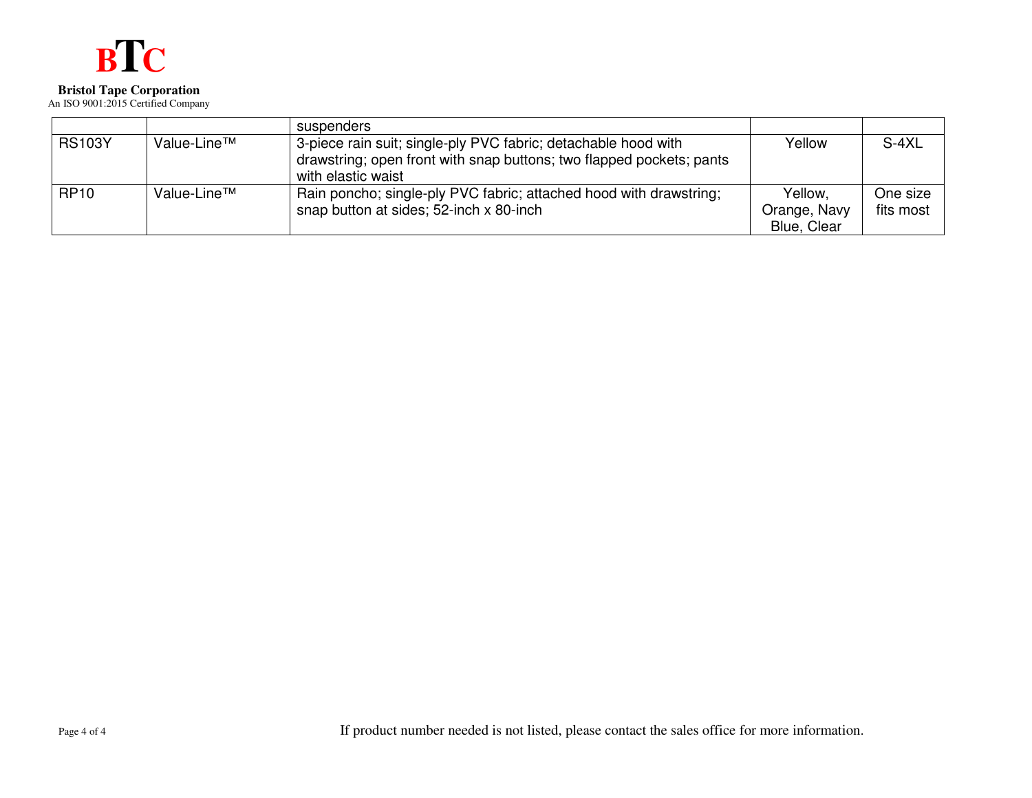**Bristol Tape Corporation**
An ISO 9001:2015 Certified Company

| | | | | |
|---|---|---|---|---|
| | | suspenders | | |
| RS103Y | Value-Line™ | 3-piece rain suit; single-ply PVC fabric; detachable hood with drawstring; open front with snap buttons; two flapped pockets; pants with elastic waist | Yellow | S-4XL |
| RP10 | Value-Line™ | Rain poncho; single-ply PVC fabric; attached hood with drawstring; snap button at sides; 52-inch x 80-inch | Yellow, Orange, Navy Blue, Clear | One size fits most |

If product number needed is not listed, please contact the sales office for more information.